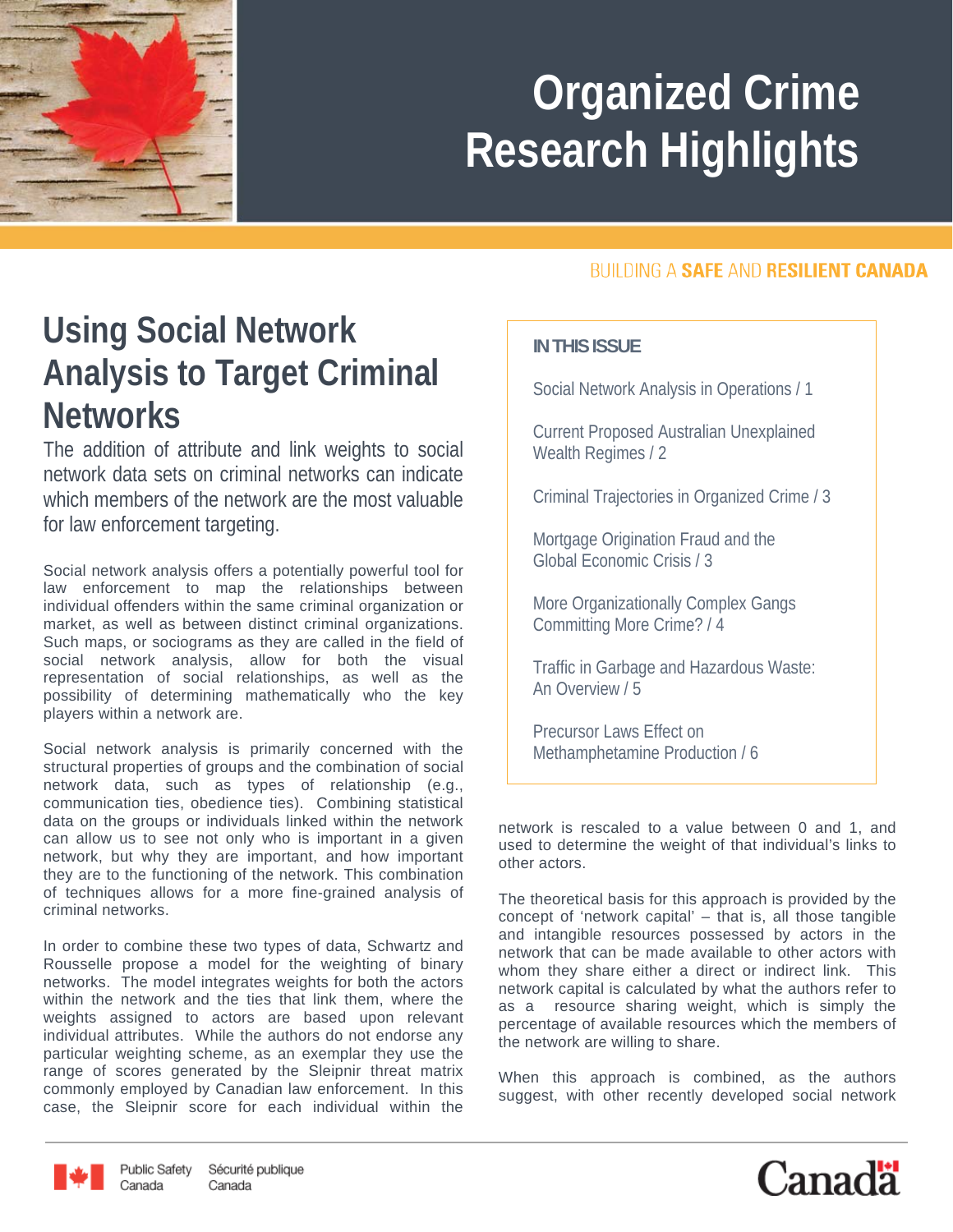# Organized Crime Research Highlights

BUILDING A **SAFE** AND **RESILIENT CANADA**

## Using Social Network Analysis to Target Criminal Networks

The addition of attribute and link weights to social network data sets on criminal networks can indicate which members of the network are the most valuable for law enforcement targeting.

Social network analysis offers a potentially powerful tool for law enforcement to map the relationships between individual offenders within the same criminal organization or market, as well as between distinct criminal organizations. Such maps, or sociograms as they are called in the field of social network analysis, allow for both the visual representation of social relationships, as well as the possibility of determining mathematically who the key players within a network are.

Social network analysis is primarily concerned with the structural properties of groups and the combination of social network data, such as types of relationship (e.g., communication ties, obedience ties). Combining statistical data on the groups or individuals linked within the network can allow us to see not only who is important in a given network, but why they are important, and how important they are to the functioning of the network. This combination of techniques allows for a more fine-grained analysis of criminal networks.

In order to combine these two types of data, Schwartz and Rousselle propose a model for the weighting of binary networks. The model integrates weights for both the actors within the network and the ties that link them, where the weights assigned to actors are based upon relevant individual attributes. While the authors do not endorse any particular weighting scheme, as an exemplar they use the range of scores generated by the Sleipnir threat matrix commonly employed by Canadian law enforcement. In this case, the Sleipnir score for each individual within the network is rescaled to a value between 0 and 1, and used to determine the weight of that individual's links to other actors.

The theoretical basis for this approach is provided by the concept of 'network capital' – that is, all those tangible and intangible resources possessed by actors in the network that can be made available to other actors with whom they share either a direct or indirect link. This network capital is calculated by what the authors refer to as a resource sharing weight, which is simply the percentage of available resources which the members of the network are willing to share.

When this approach is combined, as the authors suggest, with other recently developed social network

**IN THIS ISSUE**

- Social Network Analysis in Operations / 1
- Current Proposed Australian Unexplained Wealth Regimes / 2
- Criminal Trajectories in Organized Crime / 3
- Mortgage Origination Fraud and the Global Economic Crisis / 3
- More Organizationally Complex Gangs Committing More Crime? / 4
- Traffic in Garbage and Hazardous Waste: An Overview / 5
- Precursor Laws Effect on Methamphetamine Production / 6

Public Safety Canada Sécurité publique Canada

Canada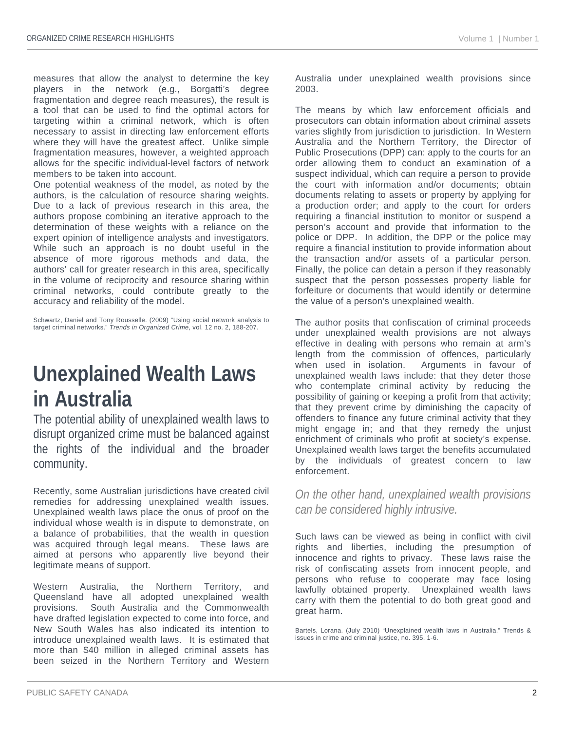measures that allow the analyst to determine the key players in the network (e.g., Borgatti's degree fragmentation and degree reach measures), the result is a tool that can be used to find the optimal actors for targeting within a criminal network, which is often necessary to assist in directing law enforcement efforts where they will have the greatest affect. Unlike simple fragmentation measures, however, a weighted approach allows for the specific individual-level factors of network members to be taken into account.

One potential weakness of the model, as noted by the authors, is the calculation of resource sharing weights. Due to a lack of previous research in this area, the authors propose combining an iterative approach to the determination of these weights with a reliance on the expert opinion of intelligence analysts and investigators. While such an approach is no doubt useful in the absence of more rigorous methods and data, the authors' call for greater research in this area, specifically in the volume of reciprocity and resource sharing within criminal networks, could contribute greatly to the accuracy and reliability of the model.

Schwartz, Daniel and Tony Rousselle. (2009) "Using social network analysis to target criminal networks." *Trends in Organized Crime*, vol. 12 no. 2, 188-207.

# Unexplained Wealth Laws in Australia

The potential ability of unexplained wealth laws to disrupt organized crime must be balanced against the rights of the individual and the broader community.

Recently, some Australian jurisdictions have created civil remedies for addressing unexplained wealth issues. Unexplained wealth laws place the onus of proof on the individual whose wealth is in dispute to demonstrate, on a balance of probabilities, that the wealth in question was acquired through legal means. These laws are aimed at persons who apparently live beyond their legitimate means of support.

Western Australia, the Northern Territory, and Queensland have all adopted unexplained wealth provisions. South Australia and the Commonwealth have drafted legislation expected to come into force, and New South Wales has also indicated its intention to introduce unexplained wealth laws. It is estimated that more than $40 million in alleged criminal assets has been seized in the Northern Territory and Western Australia under unexplained wealth provisions since 2003.

The means by which law enforcement officials and prosecutors can obtain information about criminal assets varies slightly from jurisdiction to jurisdiction. In Western Australia and the Northern Territory, the Director of Public Prosecutions (DPP) can: apply to the courts for an order allowing them to conduct an examination of a suspect individual, which can require a person to provide the court with information and/or documents; obtain documents relating to assets or property by applying for a production order; and apply to the court for orders requiring a financial institution to monitor or suspend a person's account and provide that information to the police or DPP. In addition, the DPP or the police may require a financial institution to provide information about the transaction and/or assets of a particular person. Finally, the police can detain a person if they reasonably suspect that the person possesses property liable for forfeiture or documents that would identify or determine the value of a person's unexplained wealth.

The author posits that confiscation of criminal proceeds under unexplained wealth provisions are not always effective in dealing with persons who remain at arm's length from the commission of offences, particularly when used in isolation. Arguments in favour of unexplained wealth laws include: that they deter those who contemplate criminal activity by reducing the possibility of gaining or keeping a profit from that activity; that they prevent crime by diminishing the capacity of offenders to finance any future criminal activity that they might engage in; and that they remedy the unjust enrichment of criminals who profit at society's expense. Unexplained wealth laws target the benefits accumulated by the individuals of greatest concern to law enforcement.

*On the other hand, unexplained wealth provisions can be considered highly intrusive.*

Such laws can be viewed as being in conflict with civil rights and liberties, including the presumption of innocence and rights to privacy. These laws raise the risk of confiscating assets from innocent people, and persons who refuse to cooperate may face losing lawfully obtained property. Unexplained wealth laws carry with them the potential to do both great good and great harm.

Bartels, Lorana. (July 2010) "Unexplained wealth laws in Australia." Trends & issues in crime and criminal justice, no. 395, 1-6.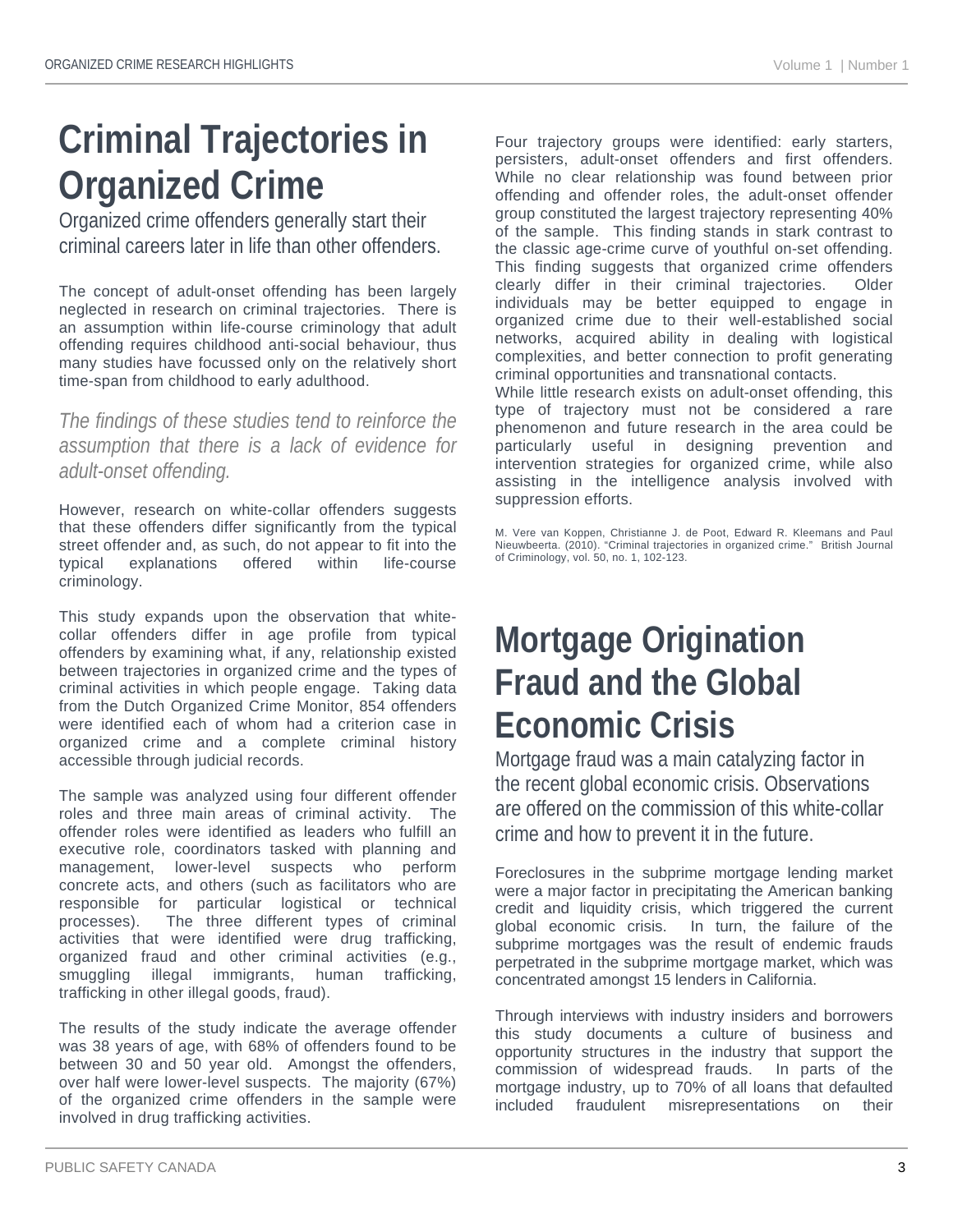# Criminal Trajectories in Organized Crime

## Organized crime offenders generally start their criminal careers later in life than other offenders.

The concept of adult-onset offending has been largely neglected in research on criminal trajectories. There is an assumption within life-course criminology that adult offending requires childhood anti-social behaviour, thus many studies have focussed only on the relatively short time-span from childhood to early adulthood.

*The findings of these studies tend to reinforce the assumption that there is a lack of evidence for adult-onset offending.*

However, research on white-collar offenders suggests that these offenders differ significantly from the typical street offender and, as such, do not appear to fit into the typical explanations offered within life-course criminology.

This study expands upon the observation that white-collar offenders differ in age profile from typical offenders by examining what, if any, relationship existed between trajectories in organized crime and the types of criminal activities in which people engage. Taking data from the Dutch Organized Crime Monitor, 854 offenders were identified each of whom had a criterion case in organized crime and a complete criminal history accessible through judicial records.

The sample was analyzed using four different offender roles and three main areas of criminal activity. The offender roles were identified as leaders who fulfill an executive role, coordinators tasked with planning and management, lower-level suspects who perform concrete acts, and others (such as facilitators who are responsible for particular logistical or technical processes). The three different types of criminal activities that were identified were drug trafficking, organized fraud and other criminal activities (e.g., smuggling illegal immigrants, human trafficking, trafficking in other illegal goods, fraud).

The results of the study indicate the average offender was 38 years of age, with 68% of offenders found to be between 30 and 50 year old. Amongst the offenders, over half were lower-level suspects. The majority (67%) of the organized crime offenders in the sample were involved in drug trafficking activities.

Four trajectory groups were identified: early starters, persisters, adult-onset offenders and first offenders. While no clear relationship was found between prior offending and offender roles, the adult-onset offender group constituted the largest trajectory representing 40% of the sample. This finding stands in stark contrast to the classic age-crime curve of youthful on-set offending. This finding suggests that organized crime offenders clearly differ in their criminal trajectories. Older individuals may be better equipped to engage in organized crime due to their well-established social networks, acquired ability in dealing with logistical complexities, and better connection to profit generating criminal opportunities and transnational contacts.

While little research exists on adult-onset offending, this type of trajectory must not be considered a rare phenomenon and future research in the area could be particularly useful in designing prevention and intervention strategies for organized crime, while also assisting in the intelligence analysis involved with suppression efforts.

M. Vere van Koppen, Christianne J. de Poot, Edward R. Kleemans and Paul Nieuwbeerta. (2010). "Criminal trajectories in organized crime." British Journal of Criminology, vol. 50, no. 1, 102-123.

# Mortgage Origination Fraud and the Global Economic Crisis

## Mortgage fraud was a main catalyzing factor in the recent global economic crisis. Observations are offered on the commission of this white-collar crime and how to prevent it in the future.

Foreclosures in the subprime mortgage lending market were a major factor in precipitating the American banking credit and liquidity crisis, which triggered the current global economic crisis. In turn, the failure of the subprime mortgages was the result of endemic frauds perpetrated in the subprime mortgage market, which was concentrated amongst 15 lenders in California.

Through interviews with industry insiders and borrowers this study documents a culture of business and opportunity structures in the industry that support the commission of widespread frauds. In parts of the mortgage industry, up to 70% of all loans that defaulted included fraudulent misrepresentations on their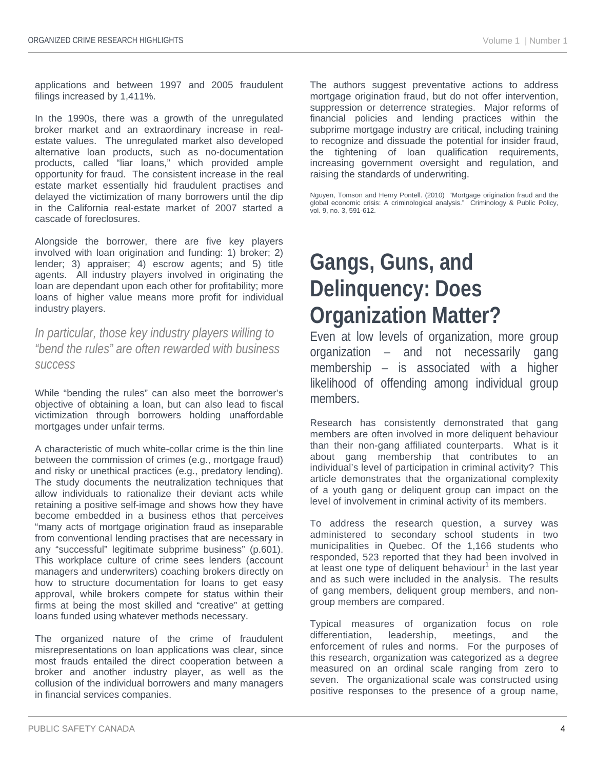applications and between 1997 and 2005 fraudulent filings increased by 1,411%.

In the 1990s, there was a growth of the unregulated broker market and an extraordinary increase in real-estate values. The unregulated market also developed alternative loan products, such as no-documentation products, called "liar loans," which provided ample opportunity for fraud. The consistent increase in the real estate market essentially hid fraudulent practises and delayed the victimization of many borrowers until the dip in the California real-estate market of 2007 started a cascade of foreclosures.

Alongside the borrower, there are five key players involved with loan origination and funding: 1) broker; 2) lender; 3) appraiser; 4) escrow agents; and 5) title agents. All industry players involved in originating the loan are dependant upon each other for profitability; more loans of higher value means more profit for individual industry players.

*In particular, those key industry players willing to "bend the rules" are often rewarded with business success*

While "bending the rules" can also meet the borrower's objective of obtaining a loan, but can also lead to fiscal victimization through borrowers holding unaffordable mortgages under unfair terms.

A characteristic of much white-collar crime is the thin line between the commission of crimes (e.g., mortgage fraud) and risky or unethical practices (e.g., predatory lending). The study documents the neutralization techniques that allow individuals to rationalize their deviant acts while retaining a positive self-image and shows how they have become embedded in a business ethos that perceives "many acts of mortgage origination fraud as inseparable from conventional lending practises that are necessary in any "successful" legitimate subprime business" (p.601). This workplace culture of crime sees lenders (account managers and underwriters) coaching brokers directly on how to structure documentation for loans to get easy approval, while brokers compete for status within their firms at being the most skilled and "creative" at getting loans funded using whatever methods necessary.

The organized nature of the crime of fraudulent misrepresentations on loan applications was clear, since most frauds entailed the direct cooperation between a broker and another industry player, as well as the collusion of the individual borrowers and many managers in financial services companies.

The authors suggest preventative actions to address mortgage origination fraud, but do not offer intervention, suppression or deterrence strategies. Major reforms of financial policies and lending practices within the subprime mortgage industry are critical, including training to recognize and dissuade the potential for insider fraud, the tightening of loan qualification requirements, increasing government oversight and regulation, and raising the standards of underwriting.

Nguyen, Tomson and Henry Pontell. (2010) "Mortgage origination fraud and the global economic crisis: A criminological analysis." Criminology & Public Policy, vol. 9, no. 3, 591-612.

# Gangs, Guns, and Delinquency: Does Organization Matter?

Even at low levels of organization, more group organization – and not necessarily gang membership – is associated with a higher likelihood of offending among individual group members.

Research has consistently demonstrated that gang members are often involved in more deliquent behaviour than their non-gang affiliated counterparts. What is it about gang membership that contributes to an individual's level of participation in criminal activity? This article demonstrates that the organizational complexity of a youth gang or deliquent group can impact on the level of involvement in criminal activity of its members.

To address the research question, a survey was administered to secondary school students in two municipalities in Quebec. Of the 1,166 students who responded, 523 reported that they had been involved in at least one type of deliquent behaviour[1] in the last year and as such were included in the analysis. The results of gang members, deliquent group members, and non-group members are compared.

Typical measures of organization focus on role differentiation, leadership, meetings, and the enforcement of rules and norms. For the purposes of this research, organization was categorized as a degree measured on an ordinal scale ranging from zero to seven. The organizational scale was constructed using positive responses to the presence of a group name,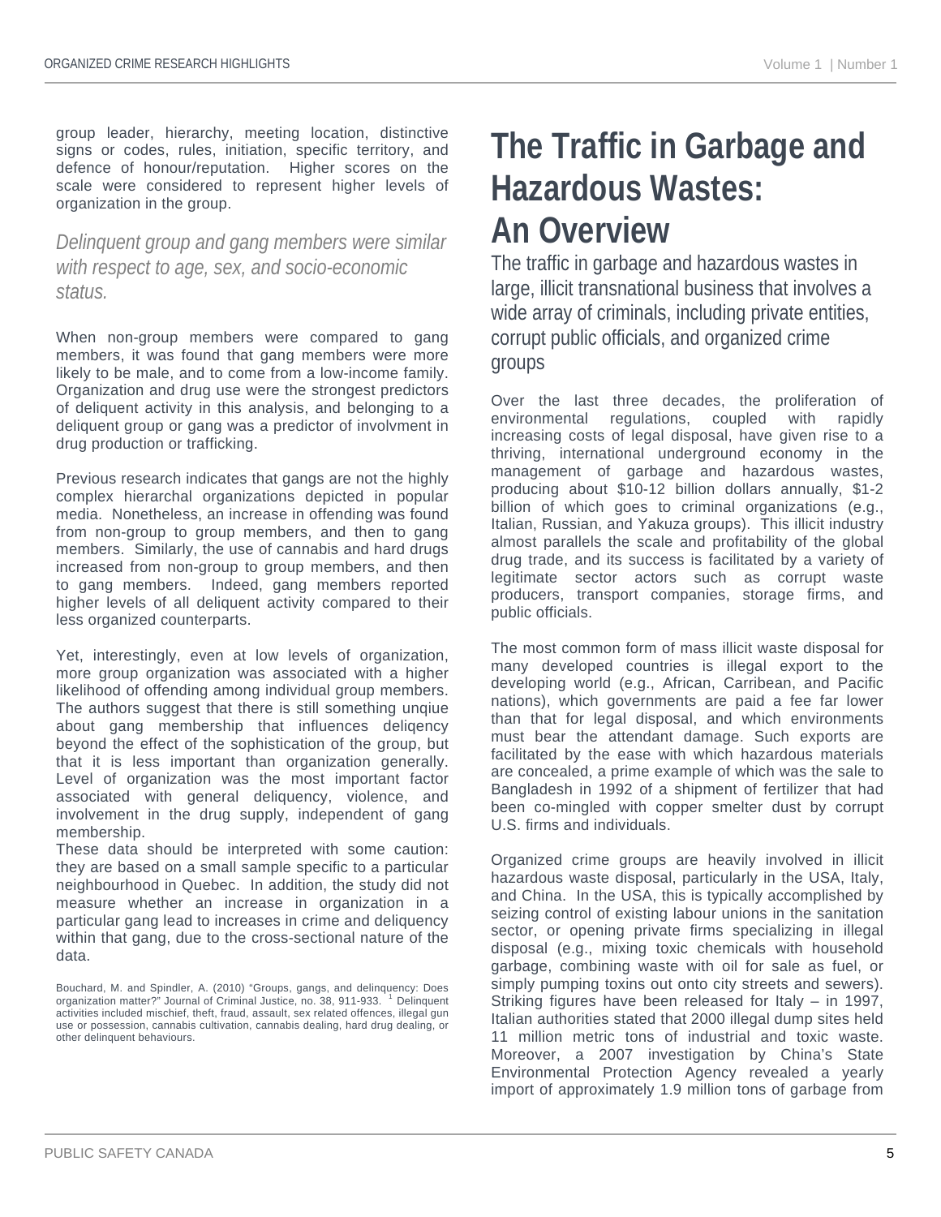group leader, hierarchy, meeting location, distinctive signs or codes, rules, initiation, specific territory, and defence of honour/reputation. Higher scores on the scale were considered to represent higher levels of organization in the group.

*Delinquent group and gang members were similar with respect to age, sex, and socio-economic status.*

When non-group members were compared to gang members, it was found that gang members were more likely to be male, and to come from a low-income family. Organization and drug use were the strongest predictors of deliquent activity in this analysis, and belonging to a deliquent group or gang was a predictor of involvment in drug production or trafficking.

Previous research indicates that gangs are not the highly complex hierarchal organizations depicted in popular media. Nonetheless, an increase in offending was found from non-group to group members, and then to gang members. Similarly, the use of cannabis and hard drugs increased from non-group to group members, and then to gang members. Indeed, gang members reported higher levels of all deliquent activity compared to their less organized counterparts.

Yet, interestingly, even at low levels of organization, more group organization was associated with a higher likelihood of offending among individual group members. The authors suggest that there is still something unqiue about gang membership that influences deliqency beyond the effect of the sophistication of the group, but that it is less important than organization generally. Level of organization was the most important factor associated with general deliquency, violence, and involvement in the drug supply, independent of gang membership.

These data should be interpreted with some caution: they are based on a small sample specific to a particular neighbourhood in Quebec. In addition, the study did not measure whether an increase in organization in a particular gang lead to increases in crime and deliquency within that gang, due to the cross-sectional nature of the data.

Bouchard, M. and Spindler, A. (2010) "Groups, gangs, and delinquency: Does organization matter?" Journal of Criminal Justice, no. 38, 911-933. [1] Delinquent activities included mischief, theft, fraud, assault, sex related offences, illegal gun use or possession, cannabis cultivation, cannabis dealing, hard drug dealing, or other delinquent behaviours.

# The Traffic in Garbage and Hazardous Wastes: An Overview

The traffic in garbage and hazardous wastes in large, illicit transnational business that involves a wide array of criminals, including private entities, corrupt public officials, and organized crime groups

Over the last three decades, the proliferation of environmental regulations, coupled with rapidly increasing costs of legal disposal, have given rise to a thriving, international underground economy in the management of garbage and hazardous wastes, producing about $10-12 billion dollars annually, $1-2 billion of which goes to criminal organizations (e.g., Italian, Russian, and Yakuza groups). This illicit industry almost parallels the scale and profitability of the global drug trade, and its success is facilitated by a variety of legitimate sector actors such as corrupt waste producers, transport companies, storage firms, and public officials.

The most common form of mass illicit waste disposal for many developed countries is illegal export to the developing world (e.g., African, Carribean, and Pacific nations), which governments are paid a fee far lower than that for legal disposal, and which environments must bear the attendant damage. Such exports are facilitated by the ease with which hazardous materials are concealed, a prime example of which was the sale to Bangladesh in 1992 of a shipment of fertilizer that had been co-mingled with copper smelter dust by corrupt U.S. firms and individuals.

Organized crime groups are heavily involved in illicit hazardous waste disposal, particularly in the USA, Italy, and China. In the USA, this is typically accomplished by seizing control of existing labour unions in the sanitation sector, or opening private firms specializing in illegal disposal (e.g., mixing toxic chemicals with household garbage, combining waste with oil for sale as fuel, or simply pumping toxins out onto city streets and sewers). Striking figures have been released for Italy – in 1997, Italian authorities stated that 2000 illegal dump sites held 11 million metric tons of industrial and toxic waste. Moreover, a 2007 investigation by China's State Environmental Protection Agency revealed a yearly import of approximately 1.9 million tons of garbage from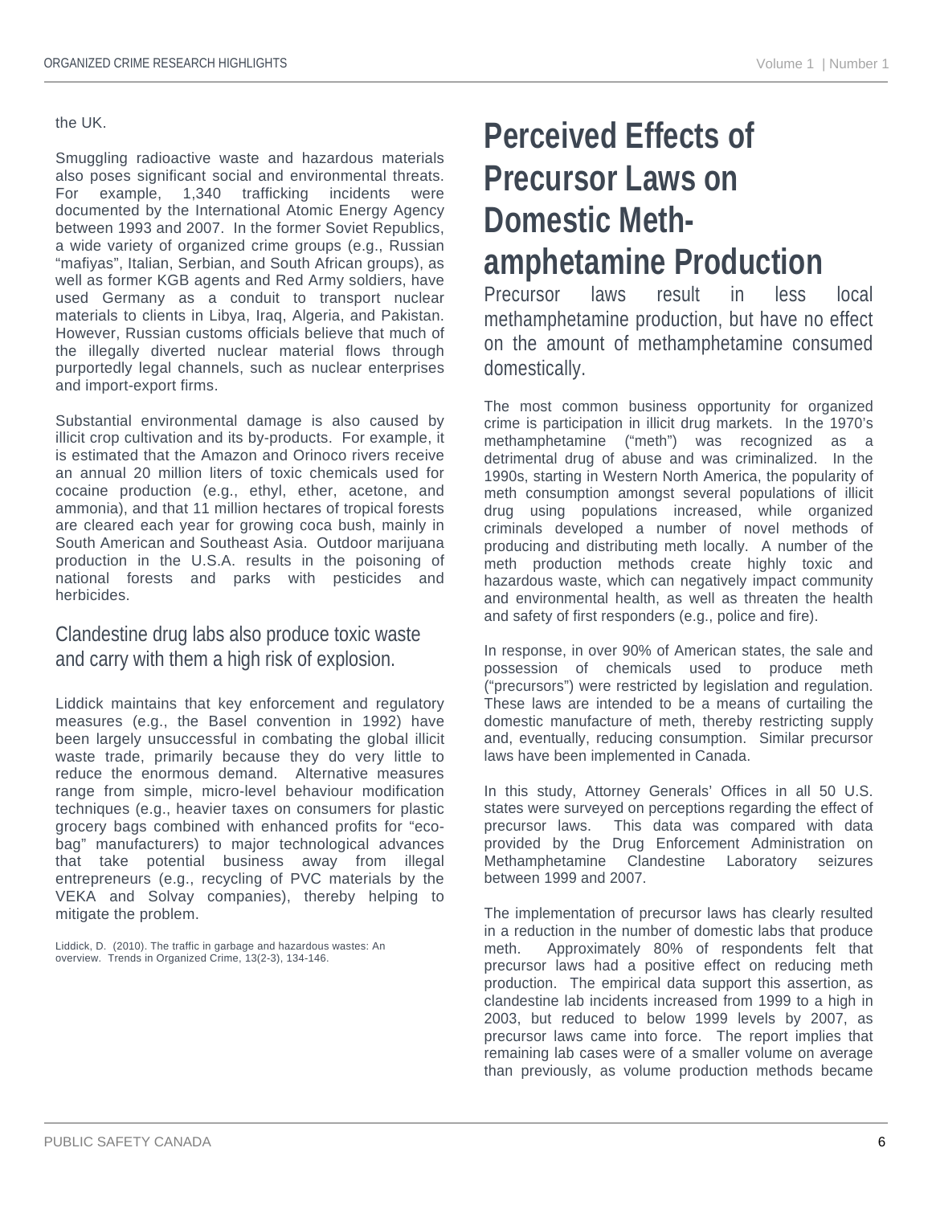the UK.

Smuggling radioactive waste and hazardous materials also poses significant social and environmental threats. For example, 1,340 trafficking incidents were documented by the International Atomic Energy Agency between 1993 and 2007. In the former Soviet Republics, a wide variety of organized crime groups (e.g., Russian "mafiyas", Italian, Serbian, and South African groups), as well as former KGB agents and Red Army soldiers, have used Germany as a conduit to transport nuclear materials to clients in Libya, Iraq, Algeria, and Pakistan. However, Russian customs officials believe that much of the illegally diverted nuclear material flows through purportedly legal channels, such as nuclear enterprises and import-export firms.

Substantial environmental damage is also caused by illicit crop cultivation and its by-products. For example, it is estimated that the Amazon and Orinoco rivers receive an annual 20 million liters of toxic chemicals used for cocaine production (e.g., ethyl, ether, acetone, and ammonia), and that 11 million hectares of tropical forests are cleared each year for growing coca bush, mainly in South American and Southeast Asia. Outdoor marijuana production in the U.S.A. results in the poisoning of national forests and parks with pesticides and herbicides.

Clandestine drug labs also produce toxic waste and carry with them a high risk of explosion.

Liddick maintains that key enforcement and regulatory measures (e.g., the Basel convention in 1992) have been largely unsuccessful in combating the global illicit waste trade, primarily because they do very little to reduce the enormous demand. Alternative measures range from simple, micro-level behaviour modification techniques (e.g., heavier taxes on consumers for plastic grocery bags combined with enhanced profits for "eco-bag" manufacturers) to major technological advances that take potential business away from illegal entrepreneurs (e.g., recycling of PVC materials by the VEKA and Solvay companies), thereby helping to mitigate the problem.

Liddick, D. (2010). The traffic in garbage and hazardous wastes: An overview. Trends in Organized Crime, 13(2-3), 134-146.

# Perceived Effects of Precursor Laws on Domestic Methamphetamine Production

Precursor laws result in less local methamphetamine production, but have no effect on the amount of methamphetamine consumed domestically.

The most common business opportunity for organized crime is participation in illicit drug markets. In the 1970's methamphetamine ("meth") was recognized as a detrimental drug of abuse and was criminalized. In the 1990s, starting in Western North America, the popularity of meth consumption amongst several populations of illicit drug using populations increased, while organized criminals developed a number of novel methods of producing and distributing meth locally. A number of the meth production methods create highly toxic and hazardous waste, which can negatively impact community and environmental health, as well as threaten the health and safety of first responders (e.g., police and fire).

In response, in over 90% of American states, the sale and possession of chemicals used to produce meth ("precursors") were restricted by legislation and regulation. These laws are intended to be a means of curtailing the domestic manufacture of meth, thereby restricting supply and, eventually, reducing consumption. Similar precursor laws have been implemented in Canada.

In this study, Attorney Generals' Offices in all 50 U.S. states were surveyed on perceptions regarding the effect of precursor laws. This data was compared with data provided by the Drug Enforcement Administration on Methamphetamine Clandestine Laboratory seizures between 1999 and 2007.

The implementation of precursor laws has clearly resulted in a reduction in the number of domestic labs that produce meth. Approximately 80% of respondents felt that precursor laws had a positive effect on reducing meth production. The empirical data support this assertion, as clandestine lab incidents increased from 1999 to a high in 2003, but reduced to below 1999 levels by 2007, as precursor laws came into force. The report implies that remaining lab cases were of a smaller volume on average than previously, as volume production methods became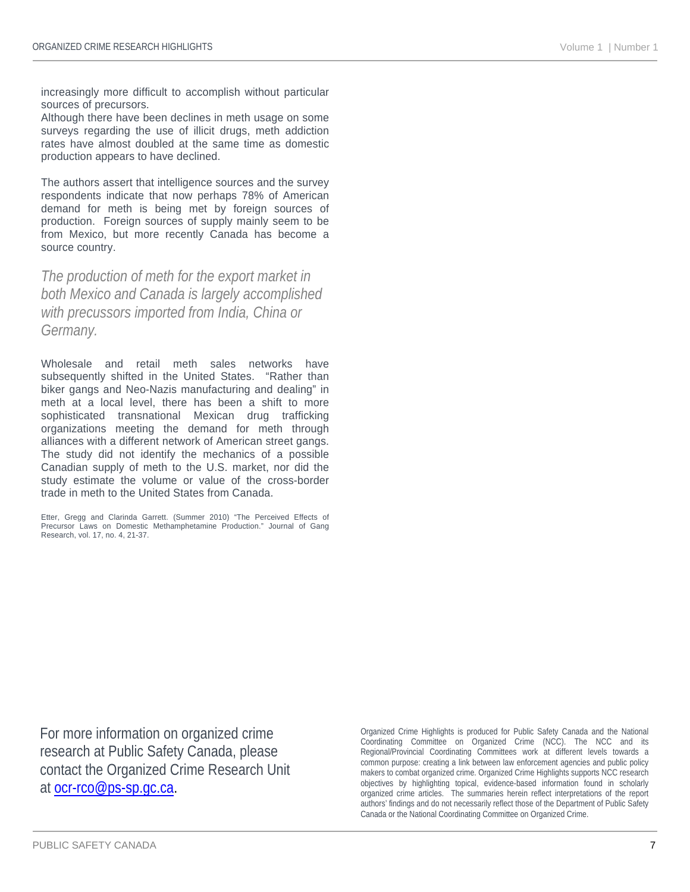increasingly more difficult to accomplish without particular sources of precursors.

Although there have been declines in meth usage on some surveys regarding the use of illicit drugs, meth addiction rates have almost doubled at the same time as domestic production appears to have declined.

The authors assert that intelligence sources and the survey respondents indicate that now perhaps 78% of American demand for meth is being met by foreign sources of production. Foreign sources of supply mainly seem to be from Mexico, but more recently Canada has become a source country.

*The production of meth for the export market in both Mexico and Canada is largely accomplished with precussors imported from India, China or Germany.*

Wholesale and retail meth sales networks have subsequently shifted in the United States. "Rather than biker gangs and Neo-Nazis manufacturing and dealing" in meth at a local level, there has been a shift to more sophisticated transnational Mexican drug trafficking organizations meeting the demand for meth through alliances with a different network of American street gangs. The study did not identify the mechanics of a possible Canadian supply of meth to the U.S. market, nor did the study estimate the volume or value of the cross-border trade in meth to the United States from Canada.

Etter, Gregg and Clarinda Garrett. (Summer 2010) "The Perceived Effects of Precursor Laws on Domestic Methamphetamine Production." Journal of Gang Research, vol. 17, no. 4, 21-37.

For more information on organized crime research at Public Safety Canada, please contact the Organized Crime Research Unit at [ocr-rco@ps-sp.gc.ca](mailto:ocr-rco@ps-sp.gc.ca).

Organized Crime Highlights is produced for Public Safety Canada and the National Coordinating Committee on Organized Crime (NCC). The NCC and its Regional/Provincial Coordinating Committees work at different levels towards a common purpose: creating a link between law enforcement agencies and public policy makers to combat organized crime. Organized Crime Highlights supports NCC research objectives by highlighting topical, evidence-based information found in scholarly organized crime articles. The summaries herein reflect interpretations of the report authors' findings and do not necessarily reflect those of the Department of Public Safety Canada or the National Coordinating Committee on Organized Crime.